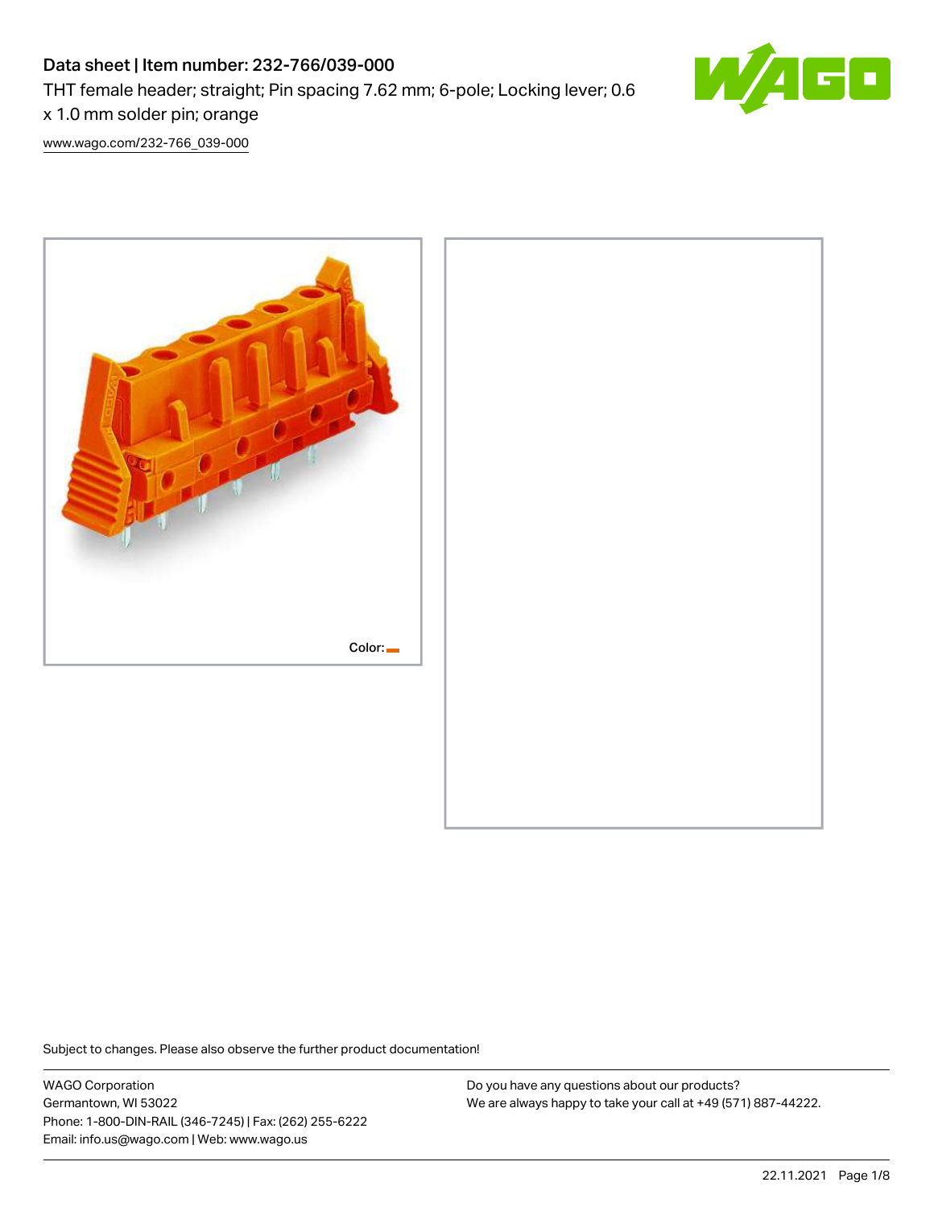# Data sheet | Item number: 232-766/039-000

THT female header; straight; Pin spacing 7.62 mm; 6-pole; Locking lever; 0.6 x 1.0 mm solder pin; orange

www.wago.com/232-766_039-000

Color:

Subject to changes. Please also observe the further product documentation!

WAGO Corporation
Germantown, WI 53022
Phone: 1-800-DIN-RAIL (346-7245) | Fax: (262) 255-6222
Email: info.us@wago.com | Web: www.wago.us

Do you have any questions about our products?
We are always happy to take your call at +49 (571) 887-44222.

22.11.2021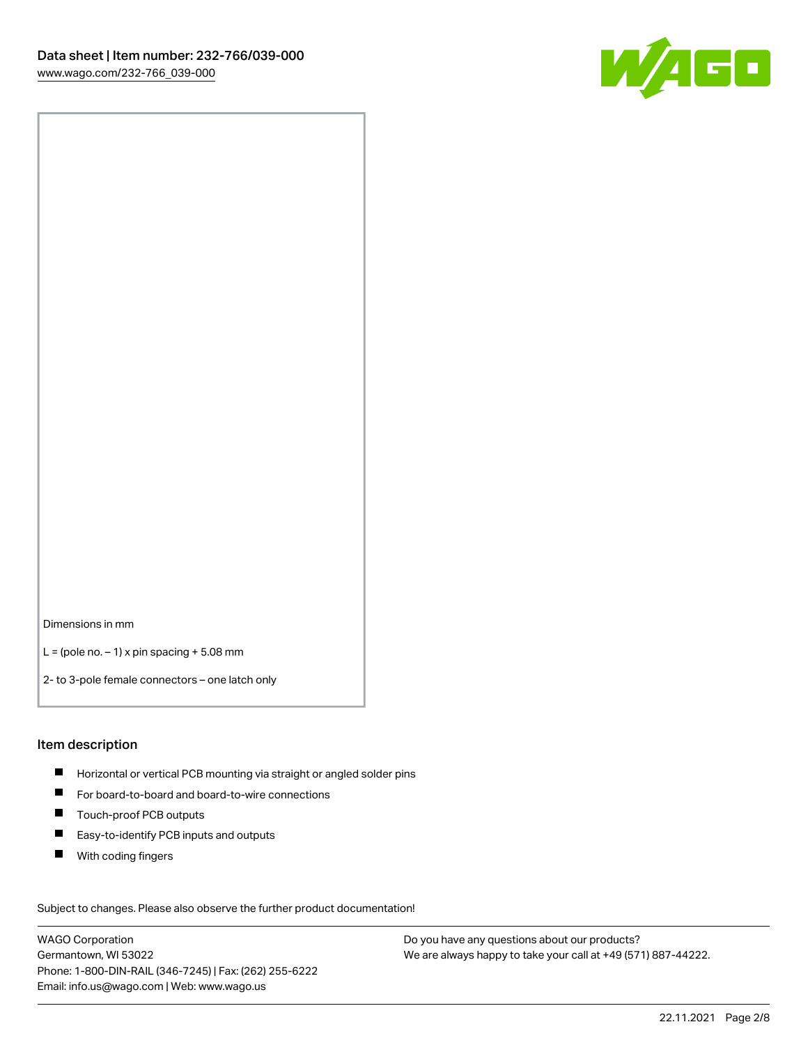Dimensions in mm

L = (pole no. – 1) x pin spacing + 5.08 mm

2- to 3-pole female connectors – one latch only

## Item description

- Horizontal or vertical PCB mounting via straight or angled solder pins
- For board-to-board and board-to-wire connections
- Touch-proof PCB outputs
- Easy-to-identify PCB inputs and outputs
- With coding fingers

Subject to changes. Please also observe the further product documentation!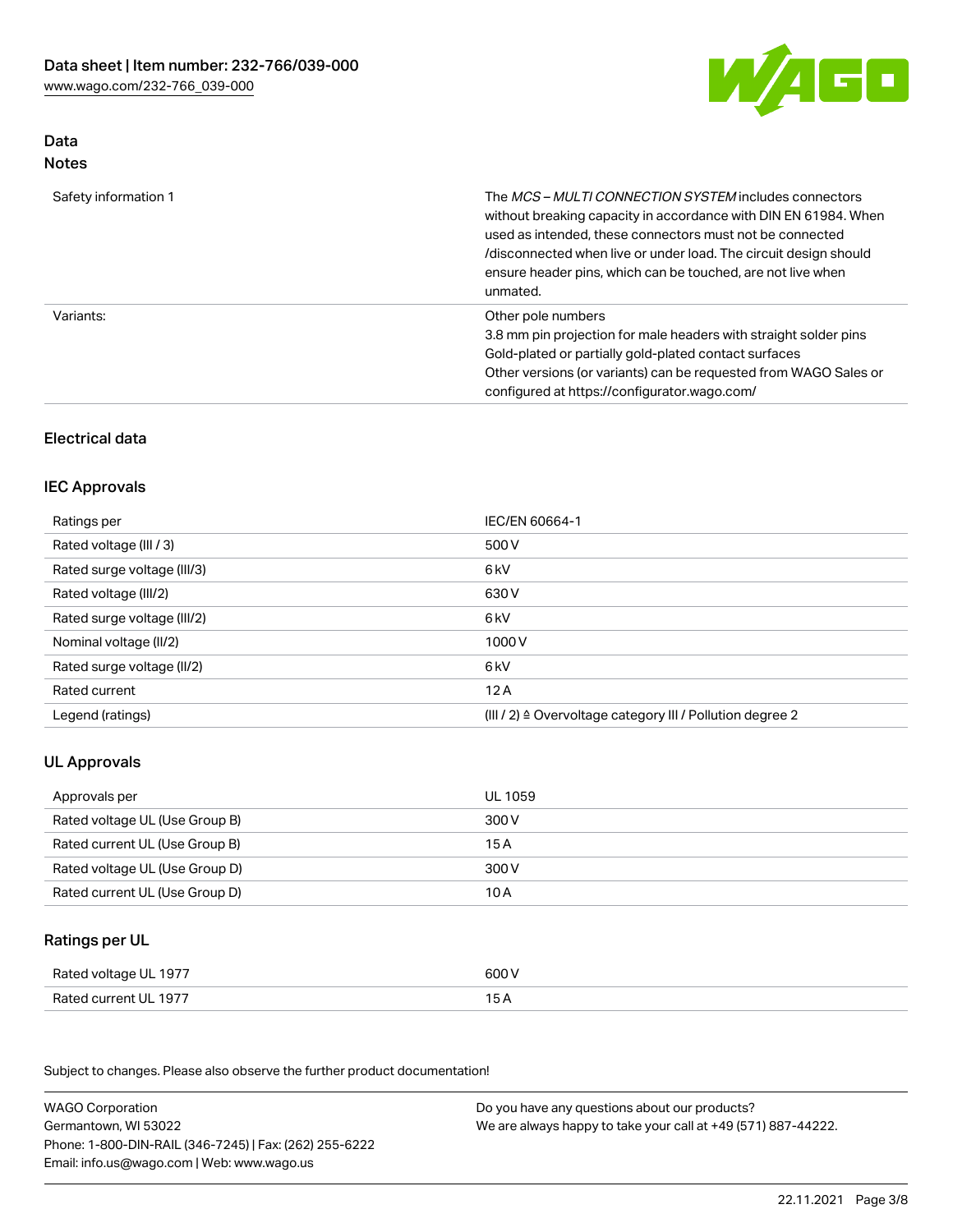## Data
### Notes

| | |
|---|---|
| Safety information 1 | The *MCS – MULTI CONNECTION SYSTEM* includes connectors without breaking capacity in accordance with DIN EN 61984. When used as intended, these connectors must not be connected /disconnected when live or under load. The circuit design should ensure header pins, which can be touched, are not live when unmated. |
| Variants: | Other pole numbers<br>3.8 mm pin projection for male headers with straight solder pins<br>Gold-plated or partially gold-plated contact surfaces<br>Other versions (or variants) can be requested from WAGO Sales or configured at https://configurator.wago.com/ |

## Electrical data

### IEC Approvals

| | |
|---|---|
| Ratings per | IEC/EN 60664-1 |
| Rated voltage (III / 3) | 500 V |
| Rated surge voltage (III/3) | 6 kV |
| Rated voltage (III/2) | 630 V |
| Rated surge voltage (III/2) | 6 kV |
| Nominal voltage (II/2) | 1000 V |
| Rated surge voltage (II/2) | 6 kV |
| Rated current | 12 A |
| Legend (ratings) | (III / 2) ≙ Overvoltage category III / Pollution degree 2 |

### UL Approvals

| | |
|---|---|
| Approvals per | UL 1059 |
| Rated voltage UL (Use Group B) | 300 V |
| Rated current UL (Use Group B) | 15 A |
| Rated voltage UL (Use Group D) | 300 V |
| Rated current UL (Use Group D) | 10 A |

### Ratings per UL

| | |
|---|---|
| Rated voltage UL 1977 | 600 V |
| Rated current UL 1977 | 15 A |

Subject to changes. Please also observe the further product documentation!

WAGO Corporation
Germantown, WI 53022
Phone: 1-800-DIN-RAIL (346-7245) | Fax: (262) 255-6222
Email: info.us@wago.com | Web: www.wago.us

Do you have any questions about our products?
We are always happy to take your call at +49 (571) 887-44222.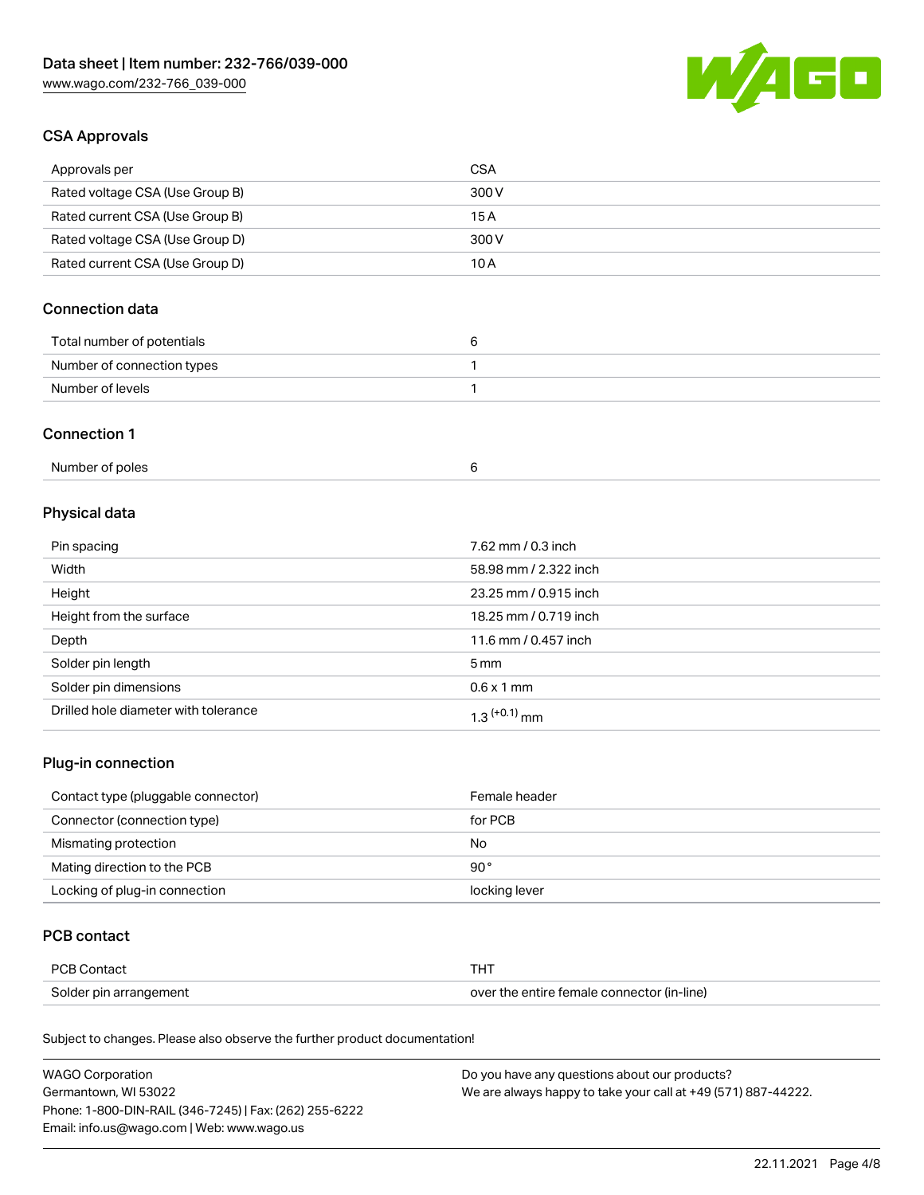## CSA Approvals

| Approvals per | CSA |
| --- | --- |
| Rated voltage CSA (Use Group B) | 300 V |
| Rated current CSA (Use Group B) | 15 A |
| Rated voltage CSA (Use Group D) | 300 V |
| Rated current CSA (Use Group D) | 10 A |

## Connection data

| Total number of potentials | 6 |
| --- | --- |
| Number of connection types | 1 |
| Number of levels | 1 |

## Connection 1

| Number of poles | 6 |
| --- | --- |

## Physical data

| Pin spacing | 7.62 mm / 0.3 inch |
| --- | --- |
| Width | 58.98 mm / 2.322 inch |
| Height | 23.25 mm / 0.915 inch |
| Height from the surface | 18.25 mm / 0.719 inch |
| Depth | 11.6 mm / 0.457 inch |
| Solder pin length | 5 mm |
| Solder pin dimensions | 0.6 x 1 mm |
| Drilled hole diameter with tolerance | $1.3^{(+0.1)}$ mm |

## Plug-in connection

| Contact type (pluggable connector) | Female header |
| --- | --- |
| Connector (connection type) | for PCB |
| Mismating protection | No |
| Mating direction to the PCB | 90° |
| Locking of plug-in connection | locking lever |

## PCB contact

| PCB Contact | THT |
| --- | --- |
| Solder pin arrangement | over the entire female connector (in-line) |

Subject to changes. Please also observe the further product documentation!

WAGO Corporation
Germantown, WI 53022
Phone: 1-800-DIN-RAIL (346-7245) | Fax: (262) 255-6222
Email: info.us@wago.com | Web: www.wago.us

Do you have any questions about our products?
We are always happy to take your call at +49 (571) 887-44222.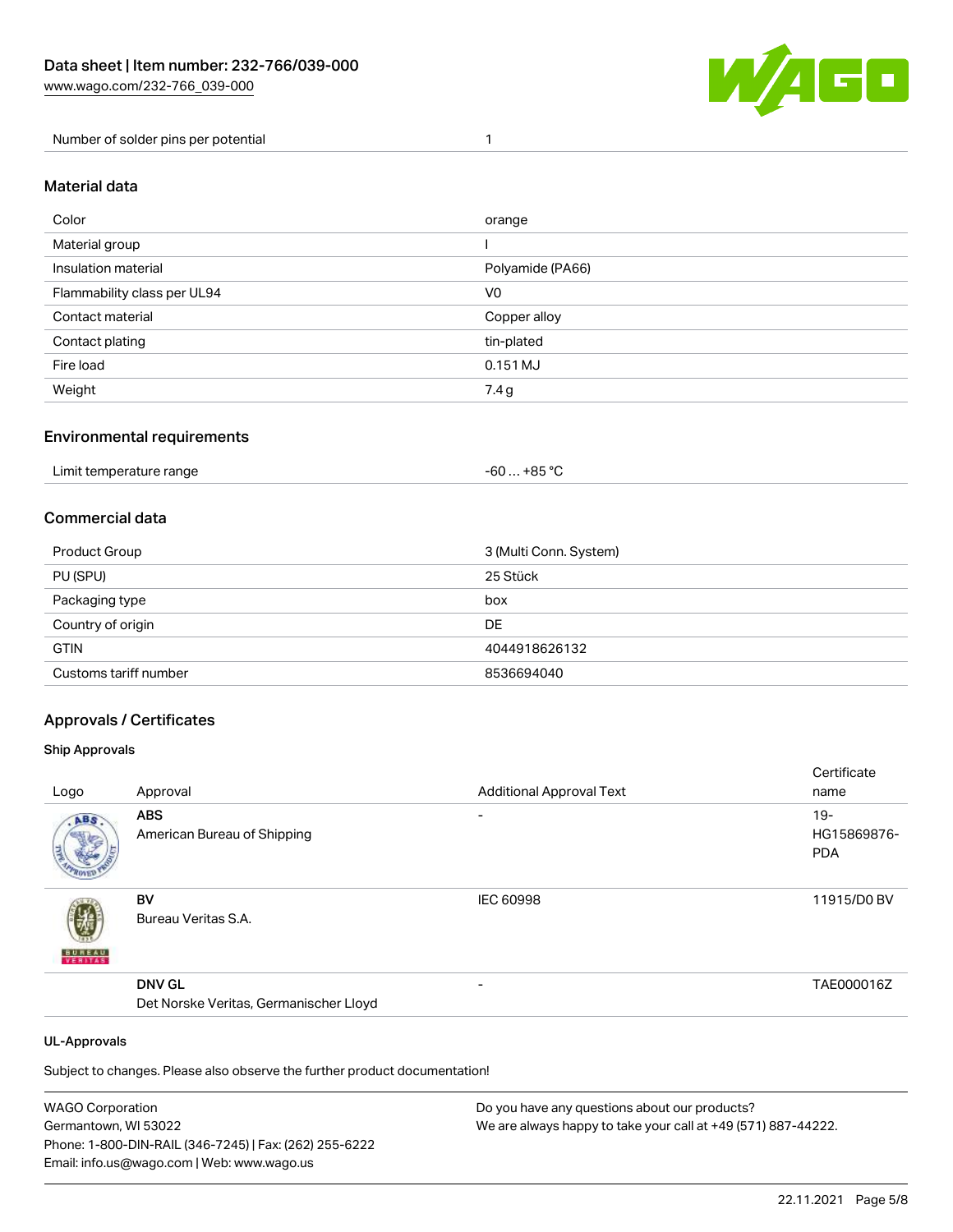| Number of solder pins per potential | 1 |
| --- | --- |

## Material data

| Color | orange |
| --- | --- |
| Material group | I |
| Insulation material | Polyamide (PA66) |
| Flammability class per UL94 | V0 |
| Contact material | Copper alloy |
| Contact plating | tin-plated |
| Fire load | 0.151 MJ |
| Weight | 7.4 g |

## Environmental requirements

| Limit temperature range | -60 … +85 °C |
| --- | --- |

## Commercial data

| Product Group | 3 (Multi Conn. System) |
| --- | --- |
| PU (SPU) | 25 Stück |
| Packaging type | box |
| Country of origin | DE |
| GTIN | 4044918626132 |
| Customs tariff number | 8536694040 |

## Approvals / Certificates

### Ship Approvals

| Logo | Approval | Additional Approval Text | Certificate name |
| --- | --- | --- | --- |
| | **ABS** American Bureau of Shipping | - | 19-HG15869876-PDA |
| | **BV** Bureau Veritas S.A. | IEC 60998 | 11915/D0 BV |
| | **DNV GL** Det Norske Veritas, Germanischer Lloyd | - | TAE000016Z |

### UL-Approvals

Subject to changes. Please also observe the further product documentation!

WAGO Corporation
Germantown, WI 53022
Phone: 1-800-DIN-RAIL (346-7245) | Fax: (262) 255-6222
Email: info.us@wago.com | Web: www.wago.us

Do you have any questions about our products?
We are always happy to take your call at +49 (571) 887-44222.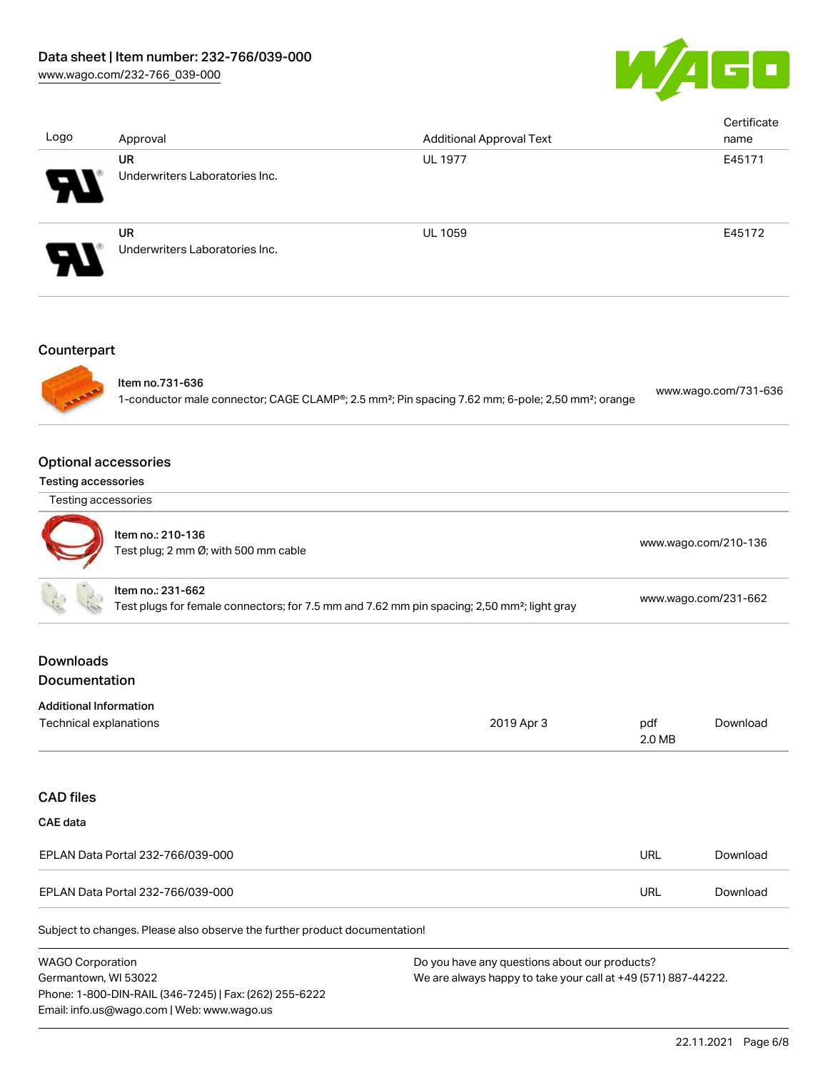| Logo | Approval | Additional Approval Text | Certificate name |
| --- | --- | --- | --- |
| | **UR** Underwriters Laboratories Inc. | UL 1977 | E45171 |
| | **UR** Underwriters Laboratories Inc. | UL 1059 | E45172 |

## Counterpart

| | | |
| --- | --- | --- |
| | Item no.731-636<br>1-conductor male connector; CAGE CLAMP®; 2.5 mm²; Pin spacing 7.62 mm; 6-pole; 2,50 mm²; orange | www.wago.com/731-636 |

## Optional accessories

### Testing accessories

| Testing accessories | | |
| --- | --- | --- |
| | Item no.: 210-136<br>Test plug; 2 mm Ø; with 500 mm cable | www.wago.com/210-136 |
| | Item no.: 231-662<br>Test plugs for female connectors; for 7.5 mm and 7.62 mm pin spacing; 2,50 mm²; light gray | www.wago.com/231-662 |

## Downloads

### Documentation

**Additional Information**

| | | | |
| --- | --- | --- | --- |
| Technical explanations | 2019 Apr 3 | pdf<br>2.0 MB | Download |

## CAD files

**CAE data**

| | | |
| --- | --- | --- |
| EPLAN Data Portal 232-766/039-000 | URL | Download |
| EPLAN Data Portal 232-766/039-000 | URL | Download |

Subject to changes. Please also observe the further product documentation!

WAGO Corporation
Germantown, WI 53022
Phone: 1-800-DIN-RAIL (346-7245) | Fax: (262) 255-6222
Email: info.us@wago.com | Web: www.wago.us

Do you have any questions about our products?
We are always happy to take your call at +49 (571) 887-44222.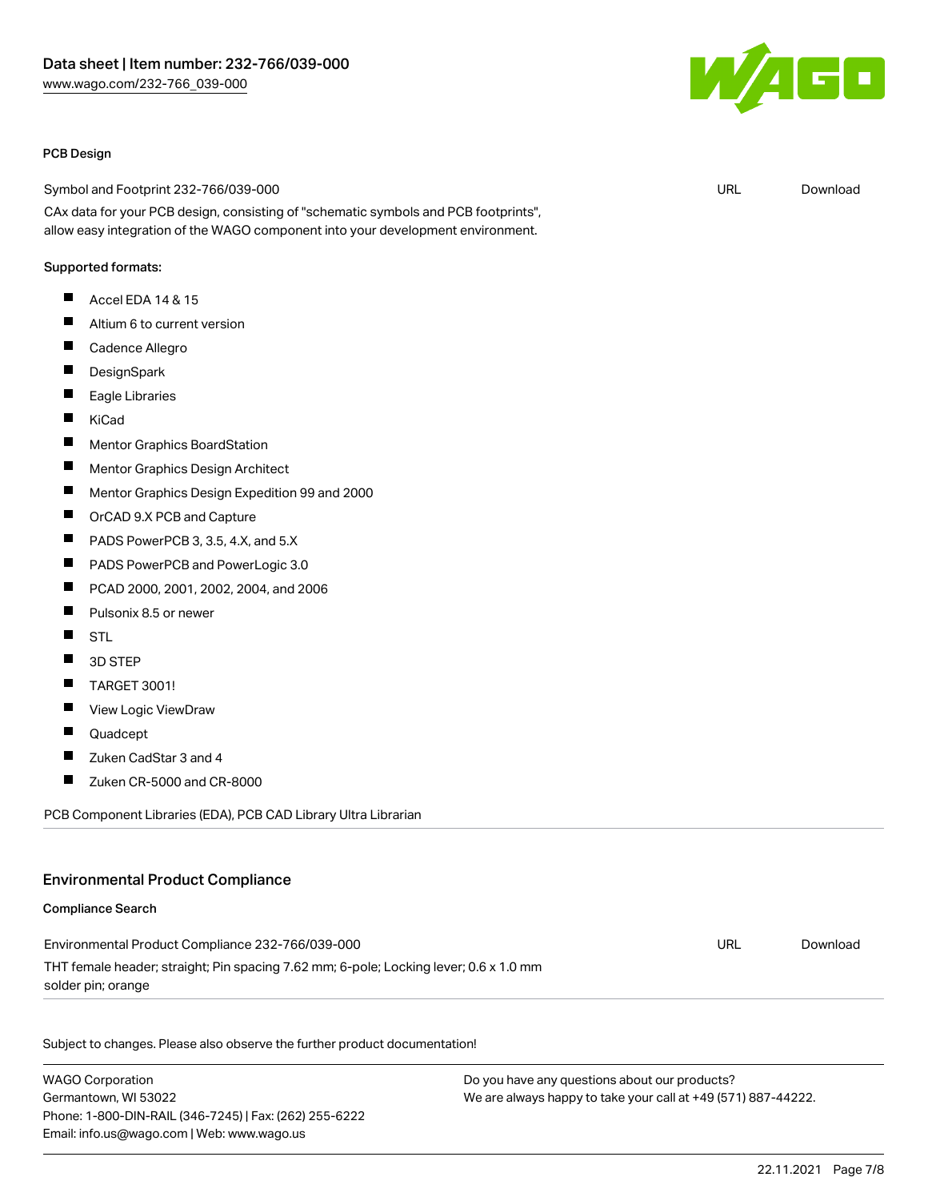### PCB Design

Symbol and Footprint 232-766/039-000 | URL | Download

CAx data for your PCB design, consisting of "schematic symbols and PCB footprints", allow easy integration of the WAGO component into your development environment.

Supported formats:

- Accel EDA 14 & 15
- Altium 6 to current version
- Cadence Allegro
- DesignSpark
- Eagle Libraries
- KiCad
- Mentor Graphics BoardStation
- Mentor Graphics Design Architect
- Mentor Graphics Design Expedition 99 and 2000
- OrCAD 9.X PCB and Capture
- PADS PowerPCB 3, 3.5, 4.X, and 5.X
- PADS PowerPCB and PowerLogic 3.0
- PCAD 2000, 2001, 2002, 2004, and 2006
- Pulsonix 8.5 or newer
- STL
- 3D STEP
- TARGET 3001!
- View Logic ViewDraw
- Quadcept
- Zuken CadStar 3 and 4
- Zuken CR-5000 and CR-8000

PCB Component Libraries (EDA), PCB CAD Library Ultra Librarian

## Environmental Product Compliance

### Compliance Search

Environmental Product Compliance 232-766/039-000 | URL | Download

THT female header; straight; Pin spacing 7.62 mm; 6-pole; Locking lever; 0.6 x 1.0 mm solder pin; orange

Subject to changes. Please also observe the further product documentation!

WAGO Corporation
Germantown, WI 53022
Phone: 1-800-DIN-RAIL (346-7245) | Fax: (262) 255-6222
Email: info.us@wago.com | Web: www.wago.us

Do you have any questions about our products?
We are always happy to take your call at +49 (571) 887-44222.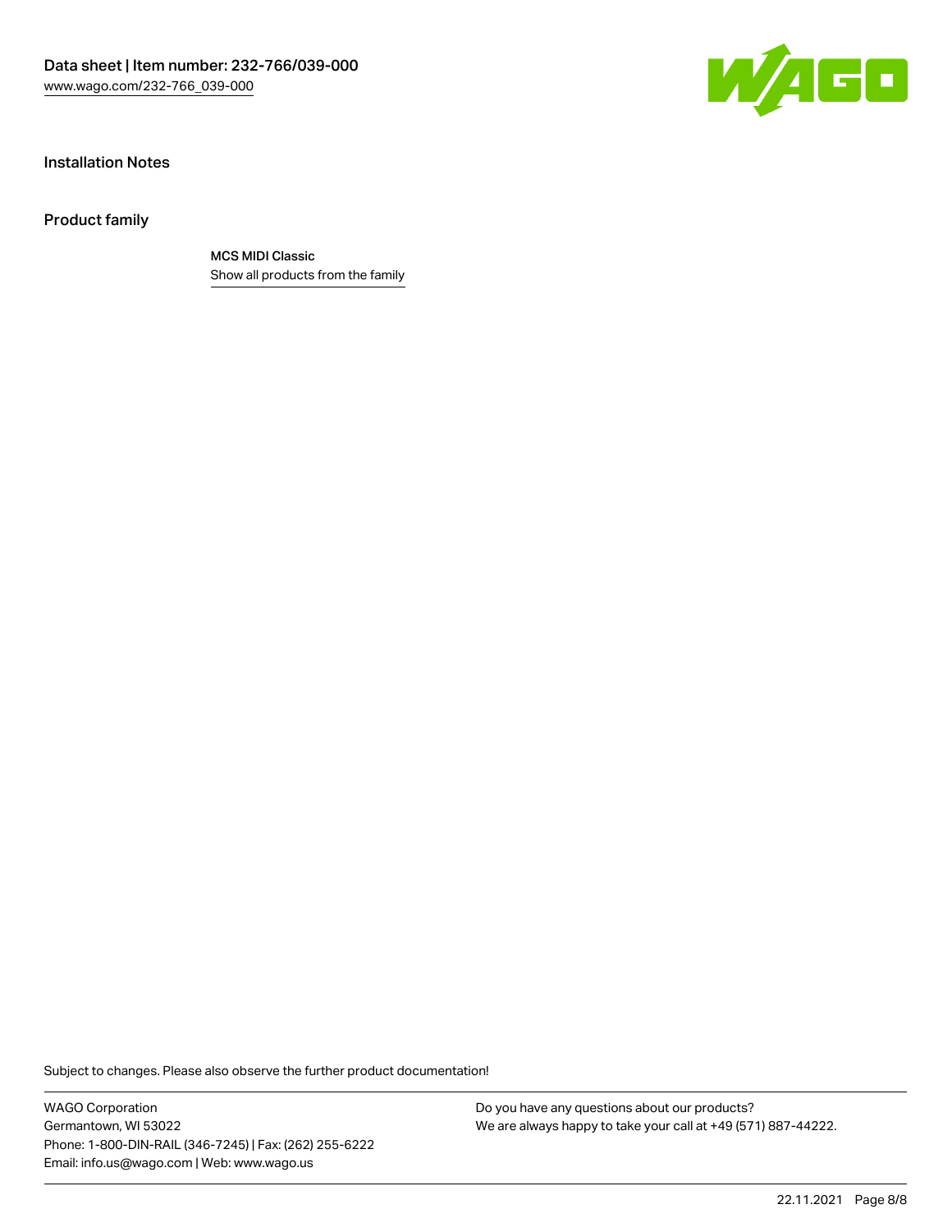## Installation Notes

## Product family

MCS MIDI Classic
Show all products from the family

Subject to changes. Please also observe the further product documentation!

WAGO Corporation
Germantown, WI 53022
Phone: 1-800-DIN-RAIL (346-7245) | Fax: (262) 255-6222
Email: info.us@wago.com | Web: www.wago.us

Do you have any questions about our products?
We are always happy to take your call at +49 (571) 887-44222.